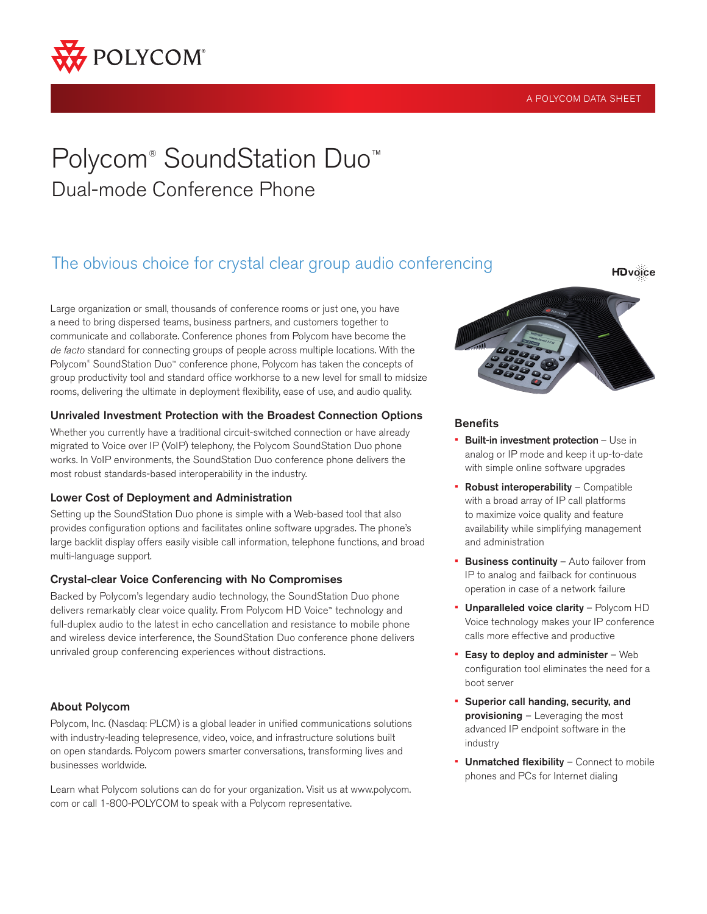POLYCOM®

A POLYCOM DATA SHEET

# Polycom® SoundStation Duo™

## Dual-mode Conference Phone

## The obvious choice for crystal clear group audio conferencing

Large organization or small, thousands of conference rooms or just one, you have a need to bring dispersed teams, business partners, and customers together to communicate and collaborate. Conference phones from Polycom have become the *de facto* standard for connecting groups of people across multiple locations. With the Polycom® SoundStation Duo™ conference phone, Polycom has taken the concepts of group productivity tool and standard office workhorse to a new level for small to midsize rooms, delivering the ultimate in deployment flexibility, ease of use, and audio quality.

### Unrivaled Investment Protection with the Broadest Connection Options

Whether you currently have a traditional circuit-switched connection or have already migrated to Voice over IP (VoIP) telephony, the Polycom SoundStation Duo phone works. In VoIP environments, the SoundStation Duo conference phone delivers the most robust standards-based interoperability in the industry.

### Lower Cost of Deployment and Administration

Setting up the SoundStation Duo phone is simple with a Web-based tool that also provides configuration options and facilitates online software upgrades. The phone's large backlit display offers easily visible call information, telephone functions, and broad multi-language support.

### Crystal-clear Voice Conferencing with No Compromises

Backed by Polycom's legendary audio technology, the SoundStation Duo phone delivers remarkably clear voice quality. From Polycom HD Voice™ technology and full-duplex audio to the latest in echo cancellation and resistance to mobile phone and wireless device interference, the SoundStation Duo conference phone delivers unrivaled group conferencing experiences without distractions.

### About Polycom

Polycom, Inc. (Nasdaq: PLCM) is a global leader in unified communications solutions with industry-leading telepresence, video, voice, and infrastructure solutions built on open standards. Polycom powers smarter conversations, transforming lives and businesses worldwide.

Learn what Polycom solutions can do for your organization. Visit us at www.polycom.com or call 1-800-POLYCOM to speak with a Polycom representative.

HDvoice

### Benefits

- **Built-in investment protection** – Use in analog or IP mode and keep it up-to-date with simple online software upgrades
- **Robust interoperability** – Compatible with a broad array of IP call platforms to maximize voice quality and feature availability while simplifying management and administration
- **Business continuity** – Auto failover from IP to analog and failback for continuous operation in case of a network failure
- **Unparalleled voice clarity** – Polycom HD Voice technology makes your IP conference calls more effective and productive
- **Easy to deploy and administer** – Web configuration tool eliminates the need for a boot server
- **Superior call handing, security, and provisioning** – Leveraging the most advanced IP endpoint software in the industry
- **Unmatched flexibility** – Connect to mobile phones and PCs for Internet dialing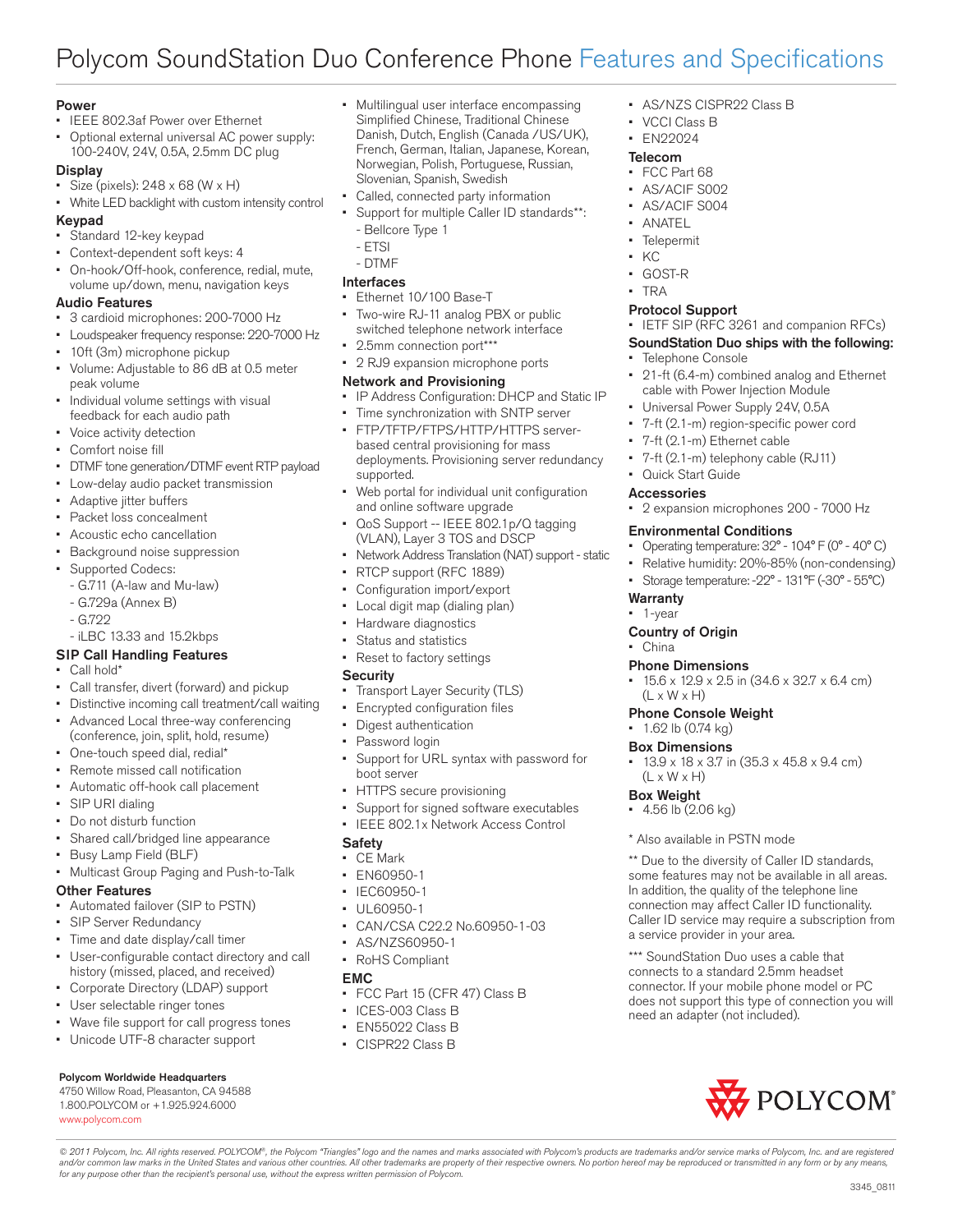# Polycom SoundStation Duo Conference Phone Features and Specifications

### Power

- IEEE 802.3af Power over Ethernet
- Optional external universal AC power supply: 100-240V, 24V, 0.5A, 2.5mm DC plug

### Display

- Size (pixels): 248 x 68 (W x H)
- White LED backlight with custom intensity control

### Keypad

- Standard 12-key keypad
- Context-dependent soft keys: 4
- On-hook/Off-hook, conference, redial, mute, volume up/down, menu, navigation keys

### Audio Features

- 3 cardioid microphones: 200-7000 Hz
- Loudspeaker frequency response: 220-7000 Hz
- 10ft (3m) microphone pickup
- Volume: Adjustable to 86 dB at 0.5 meter peak volume
- Individual volume settings with visual feedback for each audio path
- Voice activity detection
- Comfort noise fill
- DTMF tone generation/DTMF event RTP payload
- Low-delay audio packet transmission
- Adaptive jitter buffers
- Packet loss concealment
- Acoustic echo cancellation
- Background noise suppression
- Supported Codecs:
  - G.711 (A-law and Mu-law)
  - G.729a (Annex B)
  - G.722
  - iLBC 13.33 and 15.2kbps

### SIP Call Handling Features

- Call hold*
- Call transfer, divert (forward) and pickup
- Distinctive incoming call treatment/call waiting
- Advanced Local three-way conferencing (conference, join, split, hold, resume)
- One-touch speed dial, redial*
- Remote missed call notification
- Automatic off-hook call placement
- SIP URI dialing
- Do not disturb function
- Shared call/bridged line appearance
- Busy Lamp Field (BLF)
- Multicast Group Paging and Push-to-Talk

### Other Features

- Automated failover (SIP to PSTN)
- SIP Server Redundancy
- Time and date display/call timer
- User-configurable contact directory and call history (missed, placed, and received)
- Corporate Directory (LDAP) support
- User selectable ringer tones
- Wave file support for call progress tones
- Unicode UTF-8 character support
- Multilingual user interface encompassing Simplified Chinese, Traditional Chinese Danish, Dutch, English (Canada /US/UK), French, German, Italian, Japanese, Korean, Norwegian, Polish, Portuguese, Russian, Slovenian, Spanish, Swedish
- Called, connected party information
- Support for multiple Caller ID standards**:
  - Bellcore Type 1
  - ETSI
  - DTMF

### Interfaces

- Ethernet 10/100 Base-T
- Two-wire RJ-11 analog PBX or public switched telephone network interface
- 2.5mm connection port***
- 2 RJ9 expansion microphone ports

### Network and Provisioning

- IP Address Configuration: DHCP and Static IP
- Time synchronization with SNTP server
- FTP/TFTP/FTPS/HTTP/HTTPS server-based central provisioning for mass deployments. Provisioning server redundancy supported.
- Web portal for individual unit configuration and online software upgrade
- QoS Support -- IEEE 802.1p/Q tagging (VLAN), Layer 3 TOS and DSCP
- Network Address Translation (NAT) support - static
- RTCP support (RFC 1889)
- Configuration import/export
- Local digit map (dialing plan)
- Hardware diagnostics
- Status and statistics
- Reset to factory settings

### Security

- Transport Layer Security (TLS)
- Encrypted configuration files
- Digest authentication
- Password login
- Support for URL syntax with password for boot server
- HTTPS secure provisioning
- Support for signed software executables
- IEEE 802.1x Network Access Control

### Safety

- CE Mark
- EN60950-1
- IEC60950-1
- UL60950-1
- CAN/CSA C22.2 No.60950-1-03
- AS/NZS60950-1
- RoHS Compliant

### EMC

- FCC Part 15 (CFR 47) Class B
- ICES-003 Class B
- EN55022 Class B
- CISPR22 Class B
- AS/NZS CISPR22 Class B
- VCCI Class B
- EN22024

### Telecom

- FCC Part 68
- AS/ACIF S002
- AS/ACIF S004
- ANATEL
- Telepermit
- KC
- GOST-R
- TRA

### Protocol Support

- IETF SIP (RFC 3261 and companion RFCs)

### SoundStation Duo ships with the following:

- Telephone Console
- 21-ft (6.4-m) combined analog and Ethernet cable with Power Injection Module
- Universal Power Supply 24V, 0.5A
- 7-ft (2.1-m) region-specific power cord
- 7-ft (2.1-m) Ethernet cable
- 7-ft (2.1-m) telephony cable (RJ11)
- Quick Start Guide

### Accessories

- 2 expansion microphones 200 - 7000 Hz

### Environmental Conditions

- Operating temperature: 32° - 104° F (0° - 40° C)
- Relative humidity: 20%-85% (non-condensing)
- Storage temperature: -22° - 131°F (-30° - 55°C)

### Warranty

- 1-year

### Country of Origin

- China

### Phone Dimensions

- 15.6 x 12.9 x 2.5 in (34.6 x 32.7 x 6.4 cm) (L x W x H)

### Phone Console Weight

- 1.62 lb (0.74 kg)

### Box Dimensions

- 13.9 x 18 x 3.7 in (35.3 x 45.8 x 9.4 cm) (L x W x H)

### Box Weight

- 4.56 lb (2.06 kg)

\* Also available in PSTN mode

** Due to the diversity of Caller ID standards, some features may not be available in all areas. In addition, the quality of the telephone line connection may affect Caller ID functionality. Caller ID service may require a subscription from a service provider in your area.

*** SoundStation Duo uses a cable that connects to a standard 2.5mm headset connector. If your mobile phone model or PC does not support this type of connection you will need an adapter (not included).

**Polycom Worldwide Headquarters**
4750 Willow Road, Pleasanton, CA 94588
1.800.POLYCOM or +1.925.924.6000
www.polycom.com

POLYCOM®

*© 2011 Polycom, Inc. All rights reserved. POLYCOM®, the Polycom "Triangles" logo and the names and marks associated with Polycom's products are trademarks and/or service marks of Polycom, Inc. and are registered and/or common law marks in the United States and various other countries. All other trademarks are property of their respective owners. No portion hereof may be reproduced or transmitted in any form or by any means, for any purpose other than the recipient's personal use, without the express written permission of Polycom.*

3345_0811